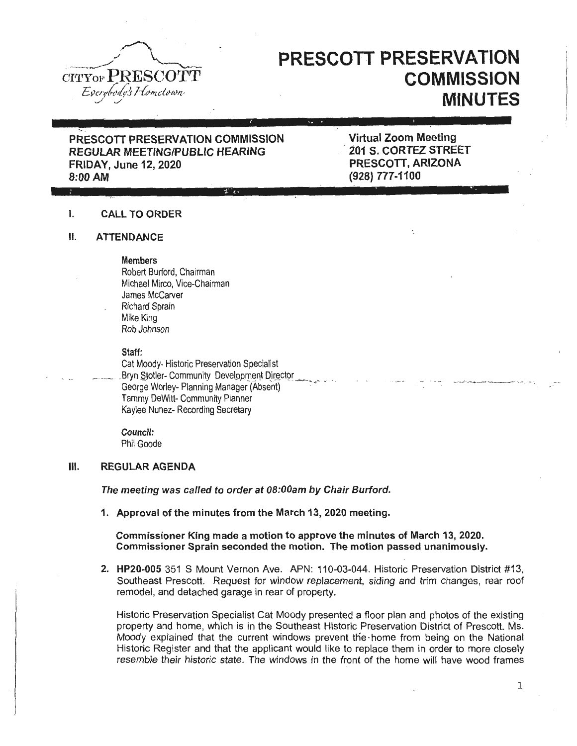# PRESCOTT PRESERVATION COMMISSION MINUTES

CITY OF PRESCOTT
*Everybody's Hometown*

**PRESCOTT PRESERVATION COMMISSION**
**REGULAR MEETING/PUBLIC HEARING**
**FRIDAY, June 12, 2020**
**8:00 AM**

**Virtual Zoom Meeting**
**201 S. CORTEZ STREET**
**PRESCOTT, ARIZONA**
**(928) 777-1100**

## I. CALL TO ORDER

## II. ATTENDANCE

**Members**
Robert Burford, Chairman
Michael Mirco, Vice-Chairman
James McCarver
Richard Sprain
Mike King
Rob Johnson

**Staff:**
Cat Moody- Historic Preservation Specialist
Bryn Stotler- Community Development Director
George Worley- Planning Manager (Absent)
Tammy DeWitt- Community Planner
Kaylee Nunez- Recording Secretary

***Council:***
Phil Goode

## III. REGULAR AGENDA

***The meeting was called to order at 08:00am by Chair Burford.***

**1. Approval of the minutes from the March 13, 2020 meeting.**

**Commissioner King made a motion to approve the minutes of March 13, 2020. Commissioner Sprain seconded the motion. The motion passed unanimously.**

**2. HP20-005** 351 S Mount Vernon Ave. APN: 110-03-044. Historic Preservation District #13, Southeast Prescott. Request for window replacement, siding and trim changes, rear roof remodel, and detached garage in rear of property.

Historic Preservation Specialist Cat Moody presented a floor plan and photos of the existing property and home, which is in the Southeast Historic Preservation District of Prescott. Ms. Moody explained that the current windows prevent the home from being on the National Historic Register and that the applicant would like to replace them in order to more closely resemble their historic state. The windows in the front of the home will have wood frames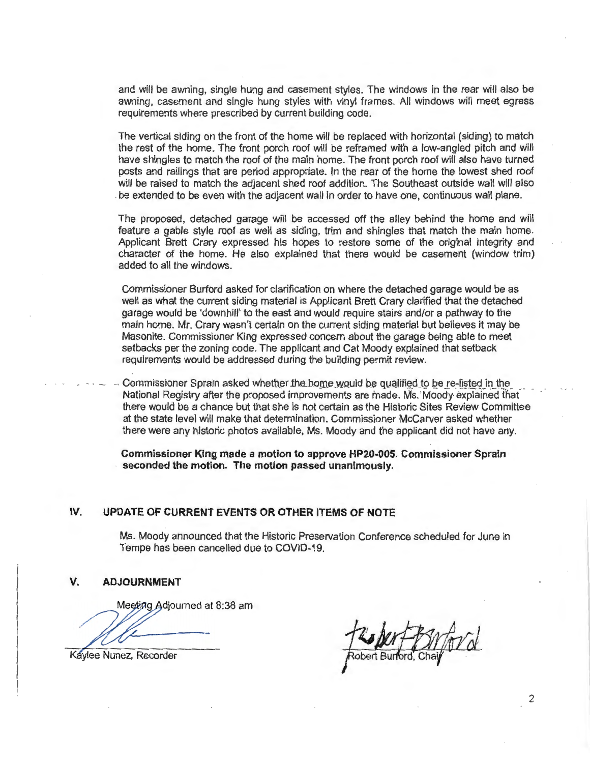and will be awning, single hung and casement styles. The windows in the rear will also be awning, casement and single hung styles with vinyl frames. All windows will meet egress requirements where prescribed by current building code.

The vertical siding on the front of the home will be replaced with horizontal (siding) to match the rest of the home. The front porch roof will be reframed with a low-angled pitch and will have shingles to match the roof of the main home. The front porch roof will also have turned posts and railings that are period appropriate. In the rear of the home the lowest shed roof will be raised to match the adjacent shed roof addition. The Southeast outside wall will also be extended to be even with the adjacent wall in order to have one, continuous wall plane.

The proposed, detached garage will be accessed off the alley behind the home and will feature a gable style roof as well as siding, trim and shingles that match the main home. Applicant Brett Crary expressed his hopes to restore some of the original integrity and character of the home. He also explained that there would be casement (window trim) added to all the windows.

Commissioner Burford asked for clarification on where the detached garage would be as well as what the current siding material is Applicant Brett Crary clarified that the detached garage would be 'downhill' to the east and would require stairs and/or a pathway to the main home. Mr. Crary wasn't certain on the current siding material but believes it may be Masonite. Commissioner King expressed concern about the garage being able to meet setbacks per the zoning code. The applicant and Cat Moody explained that setback requirements would be addressed during the building permit review.

Commissioner Sprain asked whether the home would be qualified to be re-listed in the National Registry after the proposed improvements are made. Ms. Moody explained that there would be a chance but that she is not certain as the Historic Sites Review Committee at the state level will make that determination. Commissioner McCarver asked whether there were any historic photos available, Ms. Moody and the applicant did not have any.

**Commissioner King made a motion to approve HP20-005. Commissioner Sprain seconded the motion. The motion passed unanimously.**

## IV. UPDATE OF CURRENT EVENTS OR OTHER ITEMS OF NOTE

Ms. Moody announced that the Historic Preservation Conference scheduled for June in Tempe has been cancelled due to COVID-19.

## V. ADJOURNMENT

Meeting Adjourned at 8:38 am

Kaylee Nunez, Recorder

Robert Burford, Chair